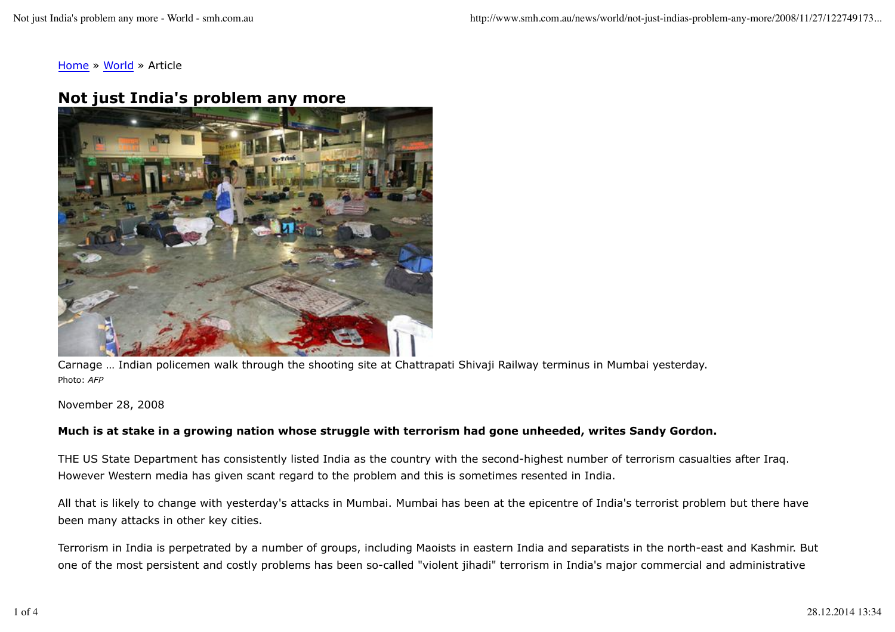Home » World » Article

# Not just India's problem any more

Carnage … Indian policemen walk through the shooting site at Chattrapati Shivaji Railway terminus in Mumbai yesterday.
Photo: *AFP*

November 28, 2008

**Much is at stake in a growing nation whose struggle with terrorism had gone unheeded, writes Sandy Gordon.**

THE US State Department has consistently listed India as the country with the second-highest number of terrorism casualties after Iraq. However Western media has given scant regard to the problem and this is sometimes resented in India.

All that is likely to change with yesterday's attacks in Mumbai. Mumbai has been at the epicentre of India's terrorist problem but there have been many attacks in other key cities.

Terrorism in India is perpetrated by a number of groups, including Maoists in eastern India and separatists in the north-east and Kashmir. But one of the most persistent and costly problems has been so-called "violent jihadi" terrorism in India's major commercial and administrative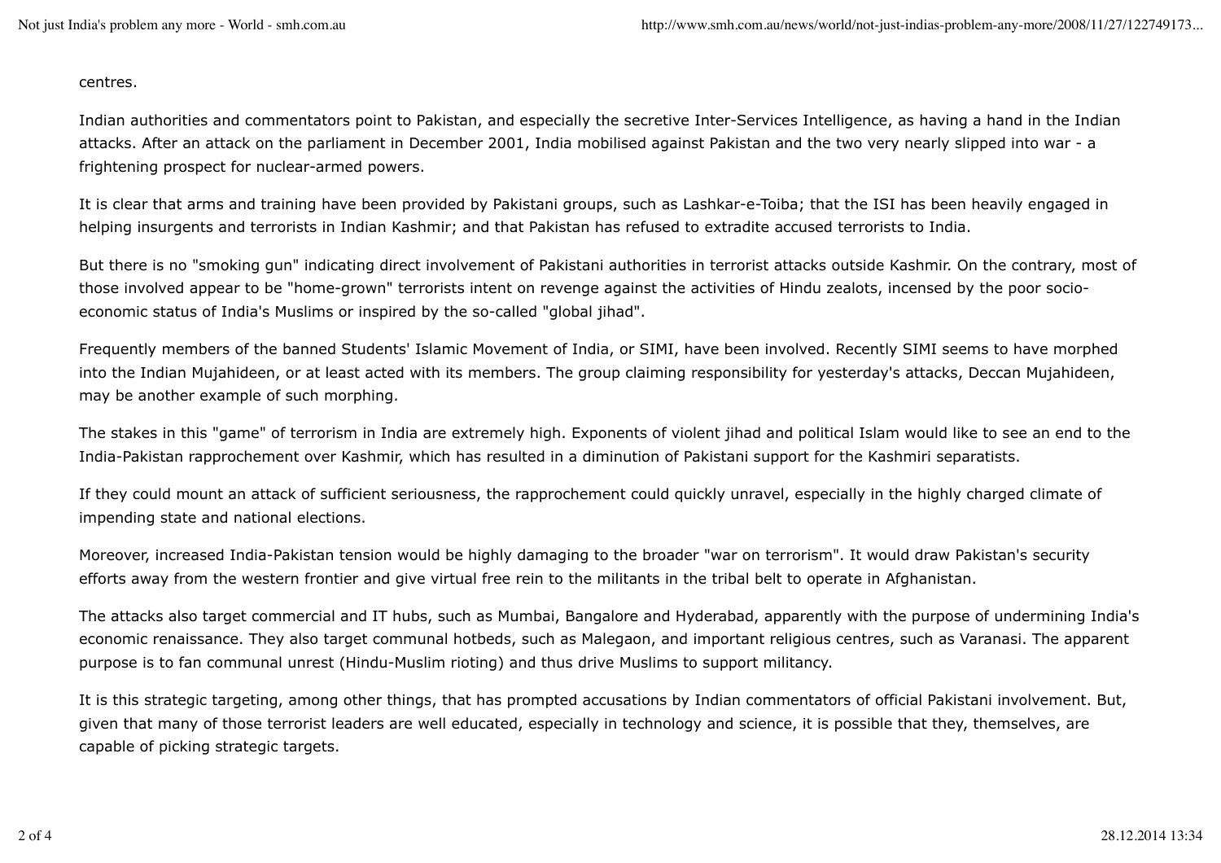centres.

Indian authorities and commentators point to Pakistan, and especially the secretive Inter-Services Intelligence, as having a hand in the Indian attacks. After an attack on the parliament in December 2001, India mobilised against Pakistan and the two very nearly slipped into war - a frightening prospect for nuclear-armed powers.

It is clear that arms and training have been provided by Pakistani groups, such as Lashkar-e-Toiba; that the ISI has been heavily engaged in helping insurgents and terrorists in Indian Kashmir; and that Pakistan has refused to extradite accused terrorists to India.

But there is no "smoking gun" indicating direct involvement of Pakistani authorities in terrorist attacks outside Kashmir. On the contrary, most of those involved appear to be "home-grown" terrorists intent on revenge against the activities of Hindu zealots, incensed by the poor socio-economic status of India's Muslims or inspired by the so-called "global jihad".

Frequently members of the banned Students' Islamic Movement of India, or SIMI, have been involved. Recently SIMI seems to have morphed into the Indian Mujahideen, or at least acted with its members. The group claiming responsibility for yesterday's attacks, Deccan Mujahideen, may be another example of such morphing.

The stakes in this "game" of terrorism in India are extremely high. Exponents of violent jihad and political Islam would like to see an end to the India-Pakistan rapprochement over Kashmir, which has resulted in a diminution of Pakistani support for the Kashmiri separatists.

If they could mount an attack of sufficient seriousness, the rapprochement could quickly unravel, especially in the highly charged climate of impending state and national elections.

Moreover, increased India-Pakistan tension would be highly damaging to the broader "war on terrorism". It would draw Pakistan's security efforts away from the western frontier and give virtual free rein to the militants in the tribal belt to operate in Afghanistan.

The attacks also target commercial and IT hubs, such as Mumbai, Bangalore and Hyderabad, apparently with the purpose of undermining India's economic renaissance. They also target communal hotbeds, such as Malegaon, and important religious centres, such as Varanasi. The apparent purpose is to fan communal unrest (Hindu-Muslim rioting) and thus drive Muslims to support militancy.

It is this strategic targeting, among other things, that has prompted accusations by Indian commentators of official Pakistani involvement. But, given that many of those terrorist leaders are well educated, especially in technology and science, it is possible that they, themselves, are capable of picking strategic targets.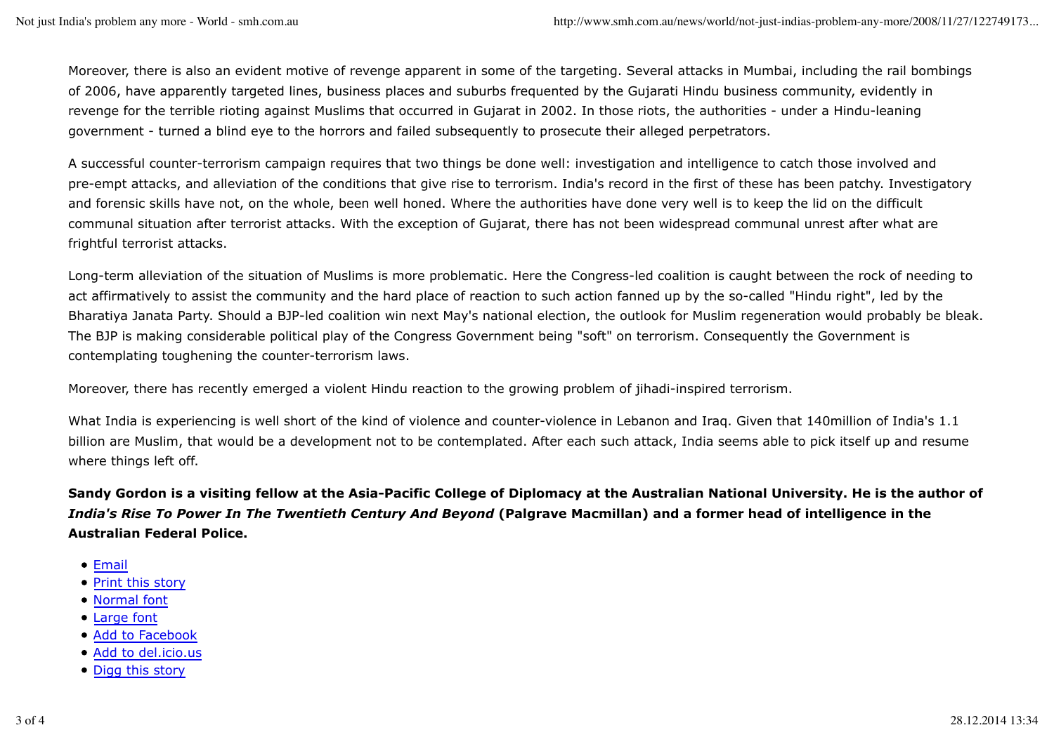Moreover, there is also an evident motive of revenge apparent in some of the targeting. Several attacks in Mumbai, including the rail bombings of 2006, have apparently targeted lines, business places and suburbs frequented by the Gujarati Hindu business community, evidently in revenge for the terrible rioting against Muslims that occurred in Gujarat in 2002. In those riots, the authorities - under a Hindu-leaning government - turned a blind eye to the horrors and failed subsequently to prosecute their alleged perpetrators.

A successful counter-terrorism campaign requires that two things be done well: investigation and intelligence to catch those involved and pre-empt attacks, and alleviation of the conditions that give rise to terrorism. India's record in the first of these has been patchy. Investigatory and forensic skills have not, on the whole, been well honed. Where the authorities have done very well is to keep the lid on the difficult communal situation after terrorist attacks. With the exception of Gujarat, there has not been widespread communal unrest after what are frightful terrorist attacks.

Long-term alleviation of the situation of Muslims is more problematic. Here the Congress-led coalition is caught between the rock of needing to act affirmatively to assist the community and the hard place of reaction to such action fanned up by the so-called "Hindu right", led by the Bharatiya Janata Party. Should a BJP-led coalition win next May's national election, the outlook for Muslim regeneration would probably be bleak. The BJP is making considerable political play of the Congress Government being "soft" on terrorism. Consequently the Government is contemplating toughening the counter-terrorism laws.

Moreover, there has recently emerged a violent Hindu reaction to the growing problem of jihadi-inspired terrorism.

What India is experiencing is well short of the kind of violence and counter-violence in Lebanon and Iraq. Given that 140million of India's 1.1 billion are Muslim, that would be a development not to be contemplated. After each such attack, India seems able to pick itself up and resume where things left off.

**Sandy Gordon is a visiting fellow at the Asia-Pacific College of Diplomacy at the Australian National University. He is the author of *India's Rise To Power In The Twentieth Century And Beyond* (Palgrave Macmillan) and a former head of intelligence in the Australian Federal Police.**

- Email
- Print this story
- Normal font
- Large font
- Add to Facebook
- Add to del.icio.us
- Digg this story